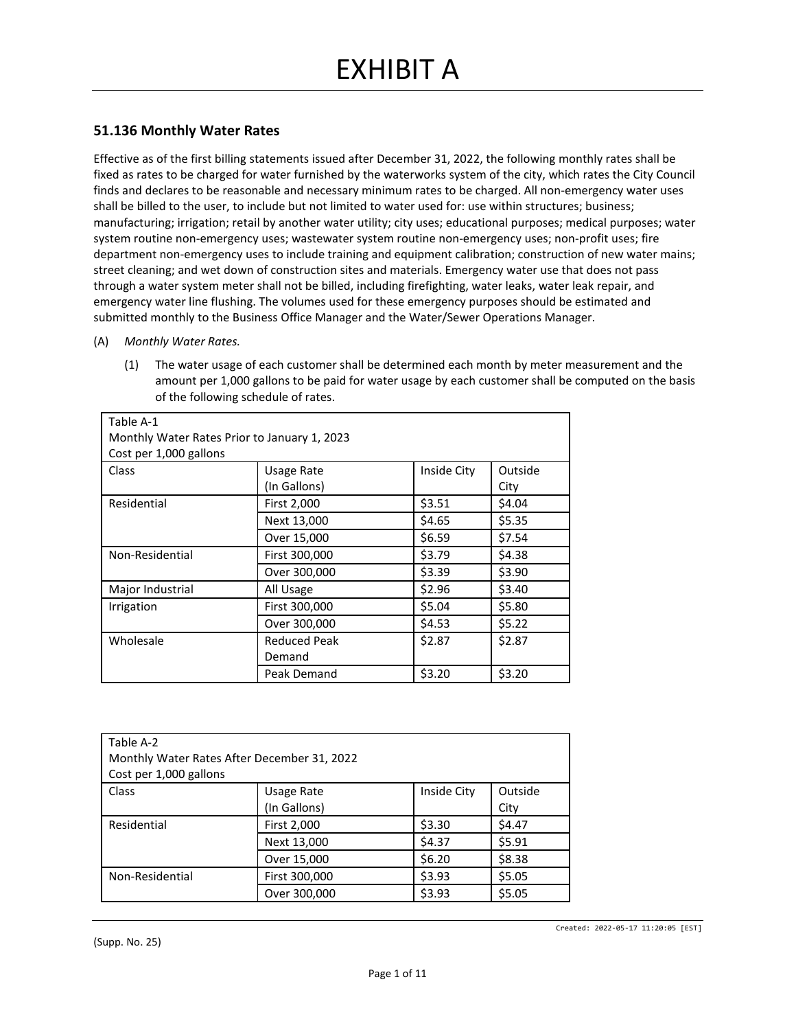# EXHIBIT A

### 51.136 Monthly Water Rates

Effective as of the first billing statements issued after December 31, 2022, the following monthly rates shall be fixed as rates to be charged for water furnished by the waterworks system of the city, which rates the City Council finds and declares to be reasonable and necessary minimum rates to be charged. All non-emergency water uses shall be billed to the user, to include but not limited to water used for: use within structures; business; manufacturing; irrigation; retail by another water utility; city uses; educational purposes; medical purposes; water system routine non-emergency uses; wastewater system routine non-emergency uses; non-profit uses; fire department non-emergency uses to include training and equipment calibration; construction of new water mains; street cleaning; and wet down of construction sites and materials. Emergency water use that does not pass through a water system meter shall not be billed, including firefighting, water leaks, water leak repair, and emergency water line flushing. The volumes used for these emergency purposes should be estimated and submitted monthly to the Business Office Manager and the Water/Sewer Operations Manager.

(A) *Monthly Water Rates.*

(1) The water usage of each customer shall be determined each month by meter measurement and the amount per 1,000 gallons to be paid for water usage by each customer shall be computed on the basis of the following schedule of rates.

| Table A-1<br>Monthly Water Rates Prior to January 1, 2023<br>Cost per 1,000 gallons | | | |
|---|---|---|---|
| Class | Usage Rate (In Gallons) | Inside City | Outside City |
| Residential | First 2,000 | $3.51 | $4.04 |
| | Next 13,000 | $4.65 | $5.35 |
| | Over 15,000 | $6.59 | $7.54 |
| Non-Residential | First 300,000 | $3.79 | $4.38 |
| | Over 300,000 | $3.39 | $3.90 |
| Major Industrial | All Usage | $2.96 | $3.40 |
| Irrigation | First 300,000 | $5.04 | $5.80 |
| | Over 300,000 | $4.53 | $5.22 |
| Wholesale | Reduced Peak Demand | $2.87 | $2.87 |
| | Peak Demand | $3.20 | $3.20 |

| Table A-2<br>Monthly Water Rates After December 31, 2022<br>Cost per 1,000 gallons | | | |
|---|---|---|---|
| Class | Usage Rate (In Gallons) | Inside City | Outside City |
| Residential | First 2,000 | $3.30 | $4.47 |
| | Next 13,000 | $4.37 | $5.91 |
| | Over 15,000 | $6.20 | $8.38 |
| Non-Residential | First 300,000 | $3.93 | $5.05 |
| | Over 300,000 | $3.93 | $5.05 |

Created: 2022-05-17 11:20:05 [EST]

(Supp. No. 25)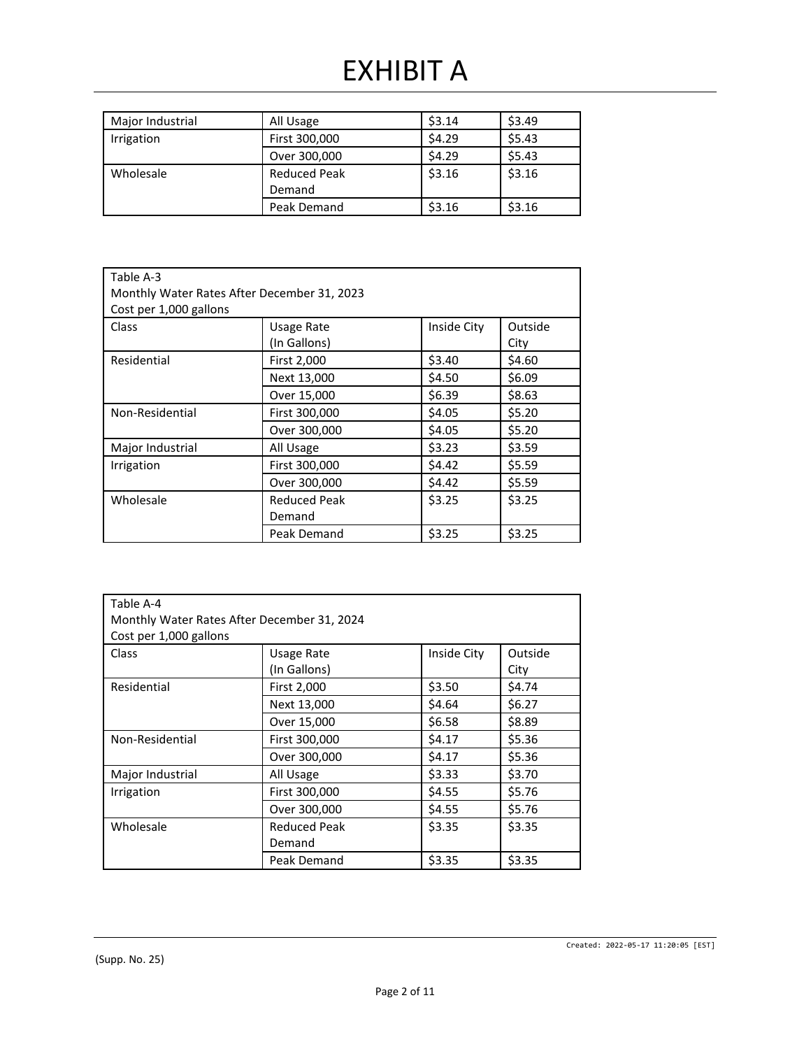# EXHIBIT A

| Major Industrial | All Usage | $3.14 | $3.49 |
|---|---|---|---|
| Irrigation | First 300,000 | $4.29 | $5.43 |
| | Over 300,000 | $4.29 | $5.43 |
| Wholesale | Reduced Peak Demand | $3.16 | $3.16 |
| | Peak Demand | $3.16 | $3.16 |

Table A-3
Monthly Water Rates After December 31, 2023
Cost per 1,000 gallons

| Class | Usage Rate (In Gallons) | Inside City | Outside City |
|---|---|---|---|
| Residential | First 2,000 | $3.40 | $4.60 |
| | Next 13,000 | $4.50 | $6.09 |
| | Over 15,000 | $6.39 | $8.63 |
| Non-Residential | First 300,000 | $4.05 | $5.20 |
| | Over 300,000 | $4.05 | $5.20 |
| Major Industrial | All Usage | $3.23 | $3.59 |
| Irrigation | First 300,000 | $4.42 | $5.59 |
| | Over 300,000 | $4.42 | $5.59 |
| Wholesale | Reduced Peak Demand | $3.25 | $3.25 |
| | Peak Demand | $3.25 | $3.25 |

Table A-4
Monthly Water Rates After December 31, 2024
Cost per 1,000 gallons

| Class | Usage Rate (In Gallons) | Inside City | Outside City |
|---|---|---|---|
| Residential | First 2,000 | $3.50 | $4.74 |
| | Next 13,000 | $4.64 | $6.27 |
| | Over 15,000 | $6.58 | $8.89 |
| Non-Residential | First 300,000 | $4.17 | $5.36 |
| | Over 300,000 | $4.17 | $5.36 |
| Major Industrial | All Usage | $3.33 | $3.70 |
| Irrigation | First 300,000 | $4.55 | $5.76 |
| | Over 300,000 | $4.55 | $5.76 |
| Wholesale | Reduced Peak Demand | $3.35 | $3.35 |
| | Peak Demand | $3.35 | $3.35 |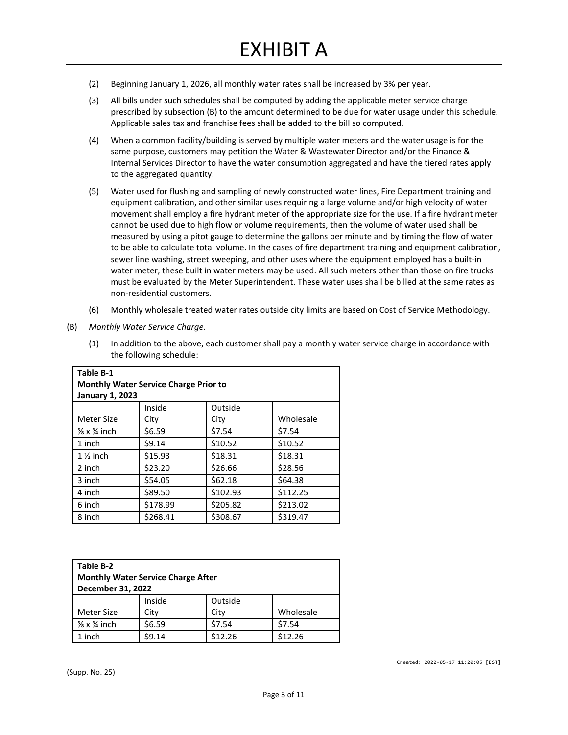# EXHIBIT A

(2) Beginning January 1, 2026, all monthly water rates shall be increased by 3% per year.

(3) All bills under such schedules shall be computed by adding the applicable meter service charge prescribed by subsection (B) to the amount determined to be due for water usage under this schedule. Applicable sales tax and franchise fees shall be added to the bill so computed.

(4) When a common facility/building is served by multiple water meters and the water usage is for the same purpose, customers may petition the Water & Wastewater Director and/or the Finance & Internal Services Director to have the water consumption aggregated and have the tiered rates apply to the aggregated quantity.

(5) Water used for flushing and sampling of newly constructed water lines, Fire Department training and equipment calibration, and other similar uses requiring a large volume and/or high velocity of water movement shall employ a fire hydrant meter of the appropriate size for the use. If a fire hydrant meter cannot be used due to high flow or volume requirements, then the volume of water used shall be measured by using a pitot gauge to determine the gallons per minute and by timing the flow of water to be able to calculate total volume. In the cases of fire department training and equipment calibration, sewer line washing, street sweeping, and other uses where the equipment employed has a built-in water meter, these built in water meters may be used. All such meters other than those on fire trucks must be evaluated by the Meter Superintendent. These water uses shall be billed at the same rates as non-residential customers.

(6) Monthly wholesale treated water rates outside city limits are based on Cost of Service Methodology.

(B) *Monthly Water Service Charge.*

(1) In addition to the above, each customer shall pay a monthly water service charge in accordance with the following schedule:

**Table B-1**
**Monthly Water Service Charge Prior to January 1, 2023**

| Meter Size | Inside City | Outside City | Wholesale |
|---|---|---|---|
| ⅝ x ¾ inch | $6.59 | $7.54 | $7.54 |
| 1 inch | $9.14 | $10.52 | $10.52 |
| 1 ½ inch | $15.93 | $18.31 | $18.31 |
| 2 inch | $23.20 | $26.66 | $28.56 |
| 3 inch | $54.05 | $62.18 | $64.38 |
| 4 inch | $89.50 | $102.93 | $112.25 |
| 6 inch | $178.99 | $205.82 | $213.02 |
| 8 inch | $268.41 | $308.67 | $319.47 |

**Table B-2**
**Monthly Water Service Charge After December 31, 2022**

| Meter Size | Inside City | Outside City | Wholesale |
|---|---|---|---|
| ⅝ x ¾ inch | $6.59 | $7.54 | $7.54 |
| 1 inch | $9.14 | $12.26 | $12.26 |

(Supp. No. 25)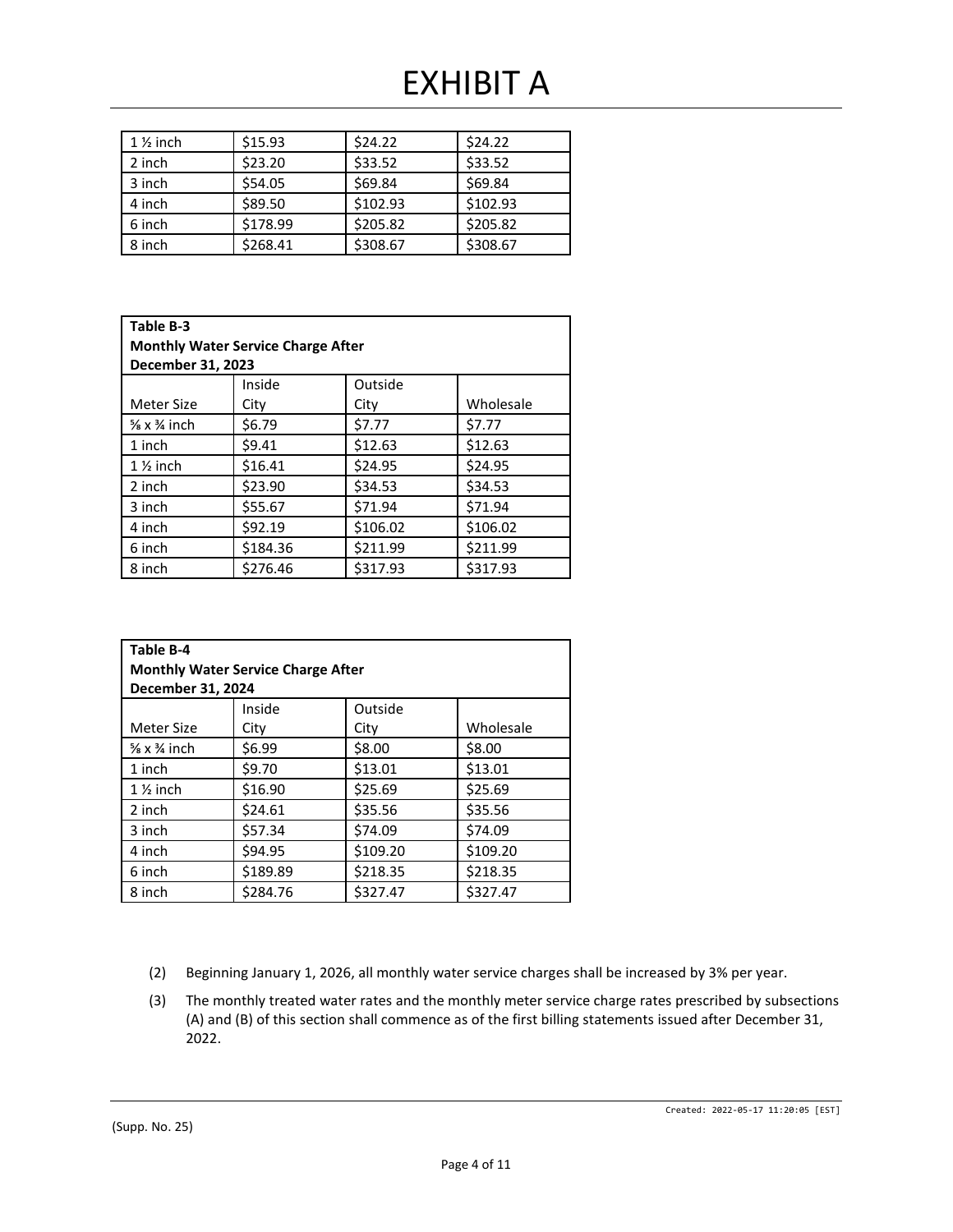# EXHIBIT A

| 1 ½ inch | $15.93 | $24.22 | $24.22 |
|---|---|---|---|
| 2 inch | $23.20 | $33.52 | $33.52 |
| 3 inch | $54.05 | $69.84 | $69.84 |
| 4 inch | $89.50 | $102.93 | $102.93 |
| 6 inch | $178.99 | $205.82 | $205.82 |
| 8 inch | $268.41 | $308.67 | $308.67 |

| **Table B-3 Monthly Water Service Charge After December 31, 2023** | | | |
|---|---|---|---|
| Meter Size | Inside City | Outside City | Wholesale |
| ⅝ x ¾ inch | $6.79 | $7.77 | $7.77 |
| 1 inch | $9.41 | $12.63 | $12.63 |
| 1 ½ inch | $16.41 | $24.95 | $24.95 |
| 2 inch | $23.90 | $34.53 | $34.53 |
| 3 inch | $55.67 | $71.94 | $71.94 |
| 4 inch | $92.19 | $106.02 | $106.02 |
| 6 inch | $184.36 | $211.99 | $211.99 |
| 8 inch | $276.46 | $317.93 | $317.93 |

| **Table B-4 Monthly Water Service Charge After December 31, 2024** | | | |
|---|---|---|---|
| Meter Size | Inside City | Outside City | Wholesale |
| ⅝ x ¾ inch | $6.99 | $8.00 | $8.00 |
| 1 inch | $9.70 | $13.01 | $13.01 |
| 1 ½ inch | $16.90 | $25.69 | $25.69 |
| 2 inch | $24.61 | $35.56 | $35.56 |
| 3 inch | $57.34 | $74.09 | $74.09 |
| 4 inch | $94.95 | $109.20 | $109.20 |
| 6 inch | $189.89 | $218.35 | $218.35 |
| 8 inch | $284.76 | $327.47 | $327.47 |

(2) Beginning January 1, 2026, all monthly water service charges shall be increased by 3% per year.

(3) The monthly treated water rates and the monthly meter service charge rates prescribed by subsections (A) and (B) of this section shall commence as of the first billing statements issued after December 31, 2022.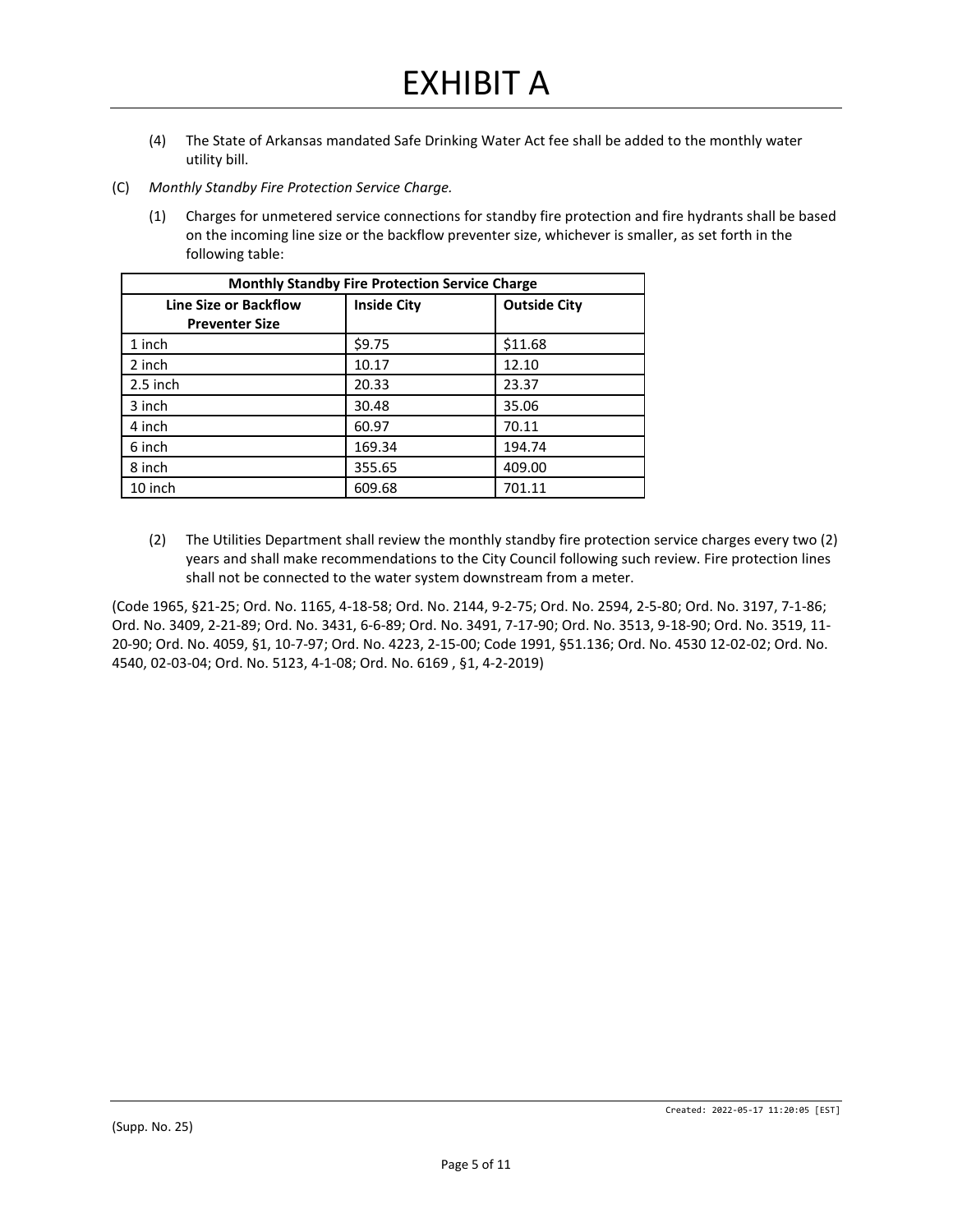(4) The State of Arkansas mandated Safe Drinking Water Act fee shall be added to the monthly water utility bill.

(C) *Monthly Standby Fire Protection Service Charge.*

(1) Charges for unmetered service connections for standby fire protection and fire hydrants shall be based on the incoming line size or the backflow preventer size, whichever is smaller, as set forth in the following table:

| **Monthly Standby Fire Protection Service Charge** | | |
|---|---|---|
| **Line Size or Backflow Preventer Size** | **Inside City** | **Outside City** |
| 1 inch | $9.75 | $11.68 |
| 2 inch | 10.17 | 12.10 |
| 2.5 inch | 20.33 | 23.37 |
| 3 inch | 30.48 | 35.06 |
| 4 inch | 60.97 | 70.11 |
| 6 inch | 169.34 | 194.74 |
| 8 inch | 355.65 | 409.00 |
| 10 inch | 609.68 | 701.11 |

(2) The Utilities Department shall review the monthly standby fire protection service charges every two (2) years and shall make recommendations to the City Council following such review. Fire protection lines shall not be connected to the water system downstream from a meter.

(Code 1965, §21-25; Ord. No. 1165, 4-18-58; Ord. No. 2144, 9-2-75; Ord. No. 2594, 2-5-80; Ord. No. 3197, 7-1-86; Ord. No. 3409, 2-21-89; Ord. No. 3431, 6-6-89; Ord. No. 3491, 7-17-90; Ord. No. 3513, 9-18-90; Ord. No. 3519, 11-20-90; Ord. No. 4059, §1, 10-7-97; Ord. No. 4223, 2-15-00; Code 1991, §51.136; Ord. No. 4530 12-02-02; Ord. No. 4540, 02-03-04; Ord. No. 5123, 4-1-08; Ord. No. 6169 , §1, 4-2-2019)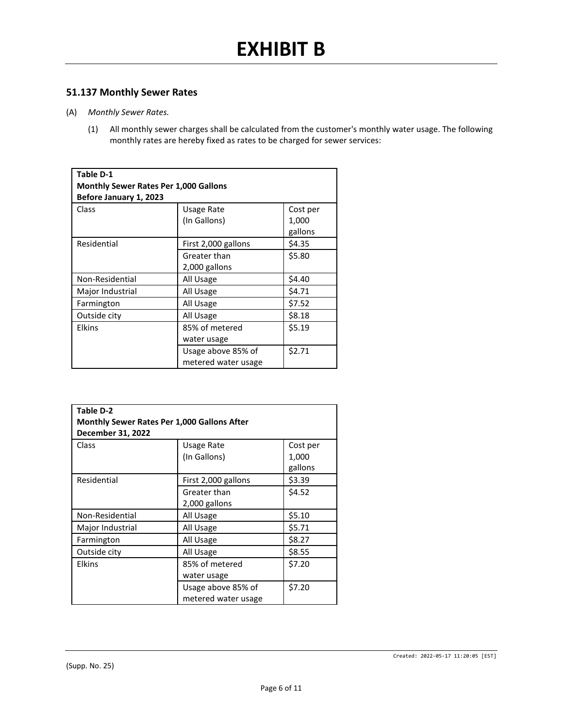# EXHIBIT B

## 51.137 Monthly Sewer Rates

(A) *Monthly Sewer Rates.*

(1) All monthly sewer charges shall be calculated from the customer's monthly water usage. The following monthly rates are hereby fixed as rates to be charged for sewer services:

| **Table D-1 Monthly Sewer Rates Per 1,000 Gallons Before January 1, 2023** | | |
|---|---|---|
| Class | Usage Rate (In Gallons) | Cost per 1,000 gallons |
| Residential | First 2,000 gallons | $4.35 |
| | Greater than 2,000 gallons | $5.80 |
| Non-Residential | All Usage | $4.40 |
| Major Industrial | All Usage | $4.71 |
| Farmington | All Usage | $7.52 |
| Outside city | All Usage | $8.18 |
| Elkins | 85% of metered water usage | $5.19 |
| | Usage above 85% of metered water usage | $2.71 |

| **Table D-2 Monthly Sewer Rates Per 1,000 Gallons After December 31, 2022** | | |
|---|---|---|
| Class | Usage Rate (In Gallons) | Cost per 1,000 gallons |
| Residential | First 2,000 gallons | $3.39 |
| | Greater than 2,000 gallons | $4.52 |
| Non-Residential | All Usage | $5.10 |
| Major Industrial | All Usage | $5.71 |
| Farmington | All Usage | $8.27 |
| Outside city | All Usage | $8.55 |
| Elkins | 85% of metered water usage | $7.20 |
| | Usage above 85% of metered water usage | $7.20 |

Created: 2022-05-17 11:20:05 [EST]

(Supp. No. 25)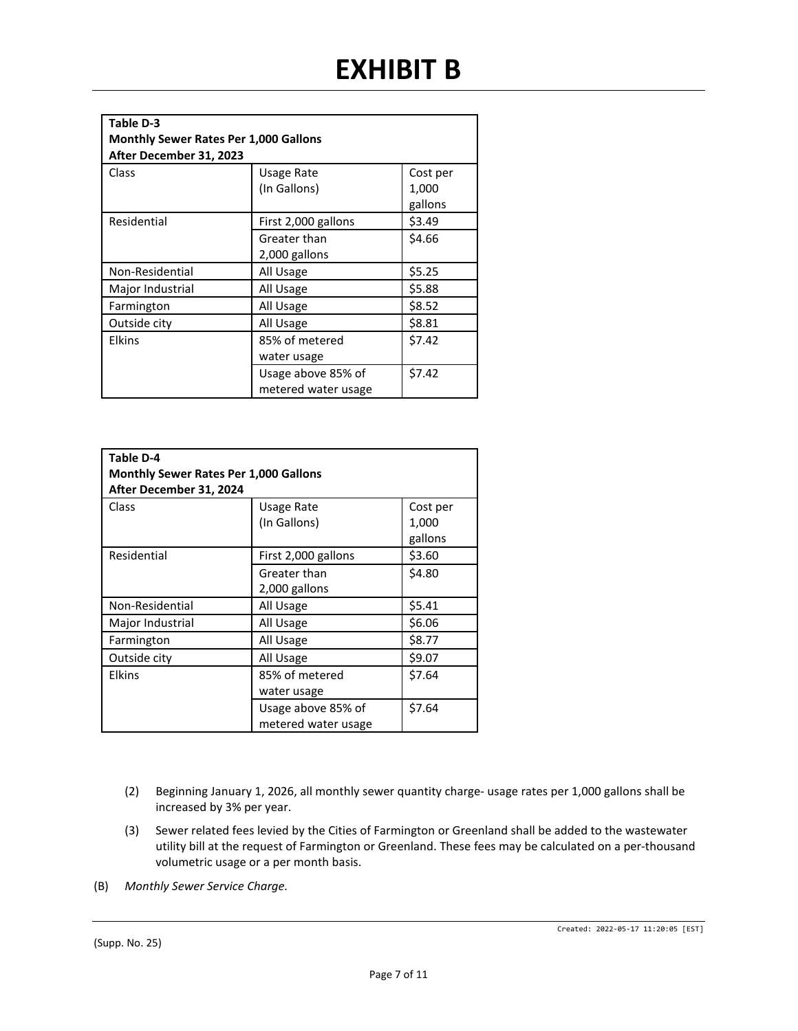# EXHIBIT B

| Table D-3<br>Monthly Sewer Rates Per 1,000 Gallons<br>After December 31, 2023 | | |
|---|---|---|
| Class | Usage Rate (In Gallons) | Cost per 1,000 gallons |
| Residential | First 2,000 gallons | $3.49 |
| | Greater than 2,000 gallons | $4.66 |
| Non-Residential | All Usage | $5.25 |
| Major Industrial | All Usage | $5.88 |
| Farmington | All Usage | $8.52 |
| Outside city | All Usage | $8.81 |
| Elkins | 85% of metered water usage | $7.42 |
| | Usage above 85% of metered water usage | $7.42 |

| Table D-4<br>Monthly Sewer Rates Per 1,000 Gallons<br>After December 31, 2024 | | |
|---|---|---|
| Class | Usage Rate (In Gallons) | Cost per 1,000 gallons |
| Residential | First 2,000 gallons | $3.60 |
| | Greater than 2,000 gallons | $4.80 |
| Non-Residential | All Usage | $5.41 |
| Major Industrial | All Usage | $6.06 |
| Farmington | All Usage | $8.77 |
| Outside city | All Usage | $9.07 |
| Elkins | 85% of metered water usage | $7.64 |
| | Usage above 85% of metered water usage | $7.64 |

(2) Beginning January 1, 2026, all monthly sewer quantity charge- usage rates per 1,000 gallons shall be increased by 3% per year.

(3) Sewer related fees levied by the Cities of Farmington or Greenland shall be added to the wastewater utility bill at the request of Farmington or Greenland. These fees may be calculated on a per-thousand volumetric usage or a per month basis.

(B) *Monthly Sewer Service Charge.*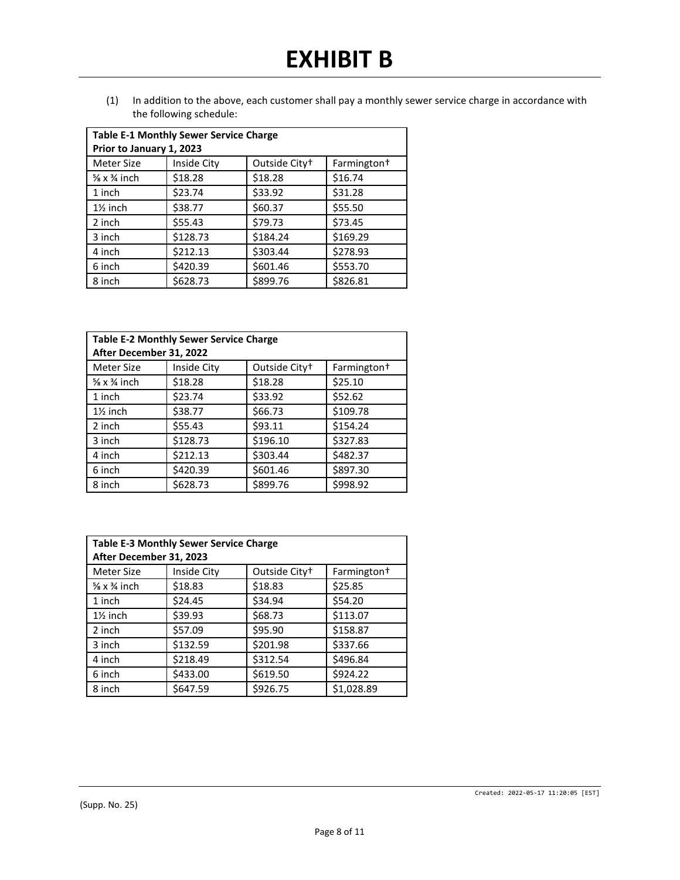# EXHIBIT B

(1) In addition to the above, each customer shall pay a monthly sewer service charge in accordance with the following schedule:

| **Table E-1 Monthly Sewer Service Charge Prior to January 1, 2023** | | | |
|---|---|---|---|
| Meter Size | Inside City | Outside City† | Farmington† |
| ⅝ x ¾ inch | $18.28 | $18.28 | $16.74 |
| 1 inch | $23.74 | $33.92 | $31.28 |
| 1½ inch | $38.77 | $60.37 | $55.50 |
| 2 inch | $55.43 | $79.73 | $73.45 |
| 3 inch | $128.73 | $184.24 | $169.29 |
| 4 inch | $212.13 | $303.44 | $278.93 |
| 6 inch | $420.39 | $601.46 | $553.70 |
| 8 inch | $628.73 | $899.76 | $826.81 |

| **Table E-2 Monthly Sewer Service Charge After December 31, 2022** | | | |
|---|---|---|---|
| Meter Size | Inside City | Outside City† | Farmington† |
| ⅝ x ¾ inch | $18.28 | $18.28 | $25.10 |
| 1 inch | $23.74 | $33.92 | $52.62 |
| 1½ inch | $38.77 | $66.73 | $109.78 |
| 2 inch | $55.43 | $93.11 | $154.24 |
| 3 inch | $128.73 | $196.10 | $327.83 |
| 4 inch | $212.13 | $303.44 | $482.37 |
| 6 inch | $420.39 | $601.46 | $897.30 |
| 8 inch | $628.73 | $899.76 | $998.92 |

| **Table E-3 Monthly Sewer Service Charge After December 31, 2023** | | | |
|---|---|---|---|
| Meter Size | Inside City | Outside City† | Farmington† |
| ⅝ x ¾ inch | $18.83 | $18.83 | $25.85 |
| 1 inch | $24.45 | $34.94 | $54.20 |
| 1½ inch | $39.93 | $68.73 | $113.07 |
| 2 inch | $57.09 | $95.90 | $158.87 |
| 3 inch | $132.59 | $201.98 | $337.66 |
| 4 inch | $218.49 | $312.54 | $496.84 |
| 6 inch | $433.00 | $619.50 | $924.22 |
| 8 inch | $647.59 | $926.75 | $1,028.89 |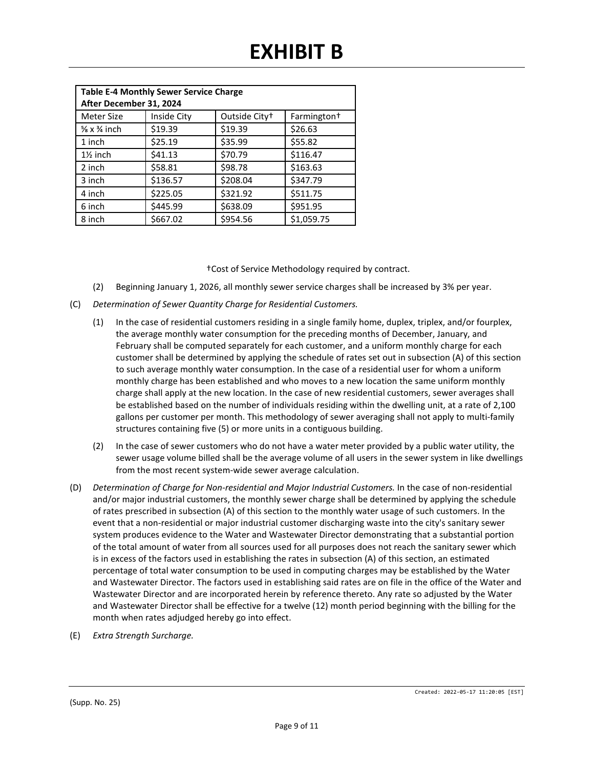# EXHIBIT B

| Table E-4 Monthly Sewer Service Charge After December 31, 2024 | | | |
|---|---|---|---|
| Meter Size | Inside City | Outside City† | Farmington† |
| ⅝ x ¾ inch | $19.39 | $19.39 | $26.63 |
| 1 inch | $25.19 | $35.99 | $55.82 |
| 1½ inch | $41.13 | $70.79 | $116.47 |
| 2 inch | $58.81 | $98.78 | $163.63 |
| 3 inch | $136.57 | $208.04 | $347.79 |
| 4 inch | $225.05 | $321.92 | $511.75 |
| 6 inch | $445.99 | $638.09 | $951.95 |
| 8 inch | $667.02 | $954.56 | $1,059.75 |

†Cost of Service Methodology required by contract.

(2) Beginning January 1, 2026, all monthly sewer service charges shall be increased by 3% per year.

(C) *Determination of Sewer Quantity Charge for Residential Customers.*

(1) In the case of residential customers residing in a single family home, duplex, triplex, and/or fourplex, the average monthly water consumption for the preceding months of December, January, and February shall be computed separately for each customer, and a uniform monthly charge for each customer shall be determined by applying the schedule of rates set out in subsection (A) of this section to such average monthly water consumption. In the case of a residential user for whom a uniform monthly charge has been established and who moves to a new location the same uniform monthly charge shall apply at the new location. In the case of new residential customers, sewer averages shall be established based on the number of individuals residing within the dwelling unit, at a rate of 2,100 gallons per customer per month. This methodology of sewer averaging shall not apply to multi-family structures containing five (5) or more units in a contiguous building.

(2) In the case of sewer customers who do not have a water meter provided by a public water utility, the sewer usage volume billed shall be the average volume of all users in the sewer system in like dwellings from the most recent system-wide sewer average calculation.

(D) *Determination of Charge for Non-residential and Major Industrial Customers.* In the case of non-residential and/or major industrial customers, the monthly sewer charge shall be determined by applying the schedule of rates prescribed in subsection (A) of this section to the monthly water usage of such customers. In the event that a non-residential or major industrial customer discharging waste into the city's sanitary sewer system produces evidence to the Water and Wastewater Director demonstrating that a substantial portion of the total amount of water from all sources used for all purposes does not reach the sanitary sewer which is in excess of the factors used in establishing the rates in subsection (A) of this section, an estimated percentage of total water consumption to be used in computing charges may be established by the Water and Wastewater Director. The factors used in establishing said rates are on file in the office of the Water and Wastewater Director and are incorporated herein by reference thereto. Any rate so adjusted by the Water and Wastewater Director shall be effective for a twelve (12) month period beginning with the billing for the month when rates adjudged hereby go into effect.

(E) *Extra Strength Surcharge.*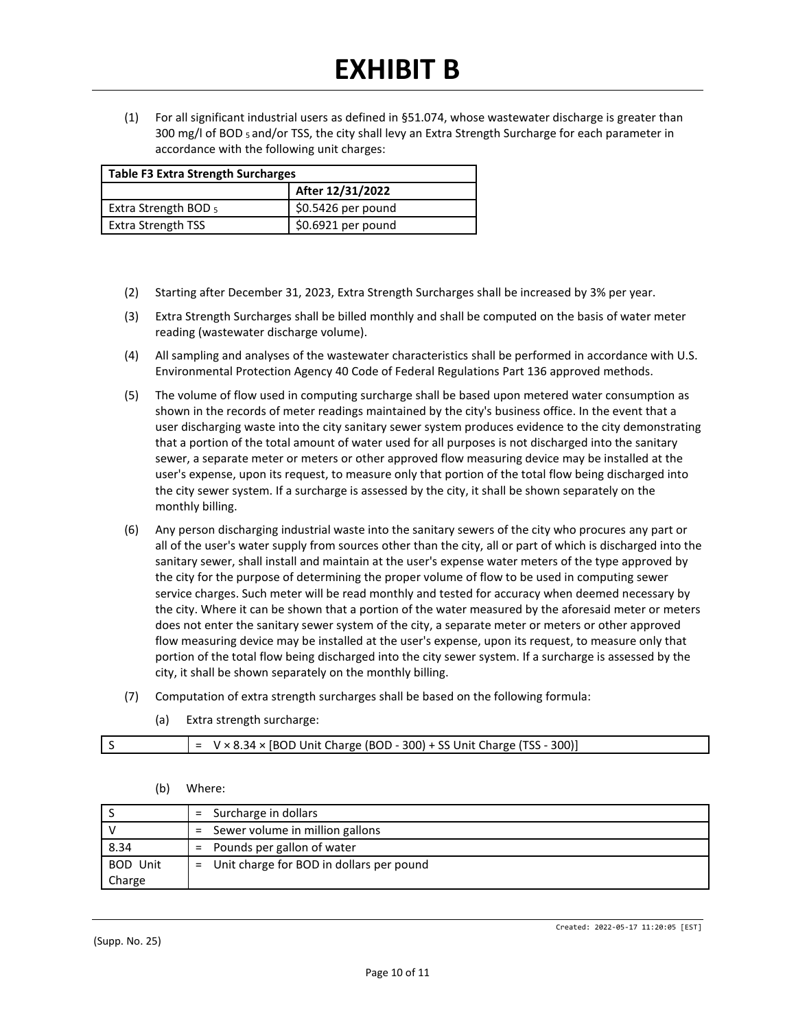# EXHIBIT B

(1) For all significant industrial users as defined in §51.074, whose wastewater discharge is greater than 300 mg/l of $BOD_5$ and/or TSS, the city shall levy an Extra Strength Surcharge for each parameter in accordance with the following unit charges:

| Table F3 Extra Strength Surcharges | |
|---|---|
| | After 12/31/2022 |
| Extra Strength $BOD_5$ | \$0.5426 per pound |
| Extra Strength TSS | \$0.6921 per pound |

(2) Starting after December 31, 2023, Extra Strength Surcharges shall be increased by 3% per year.

(3) Extra Strength Surcharges shall be billed monthly and shall be computed on the basis of water meter reading (wastewater discharge volume).

(4) All sampling and analyses of the wastewater characteristics shall be performed in accordance with U.S. Environmental Protection Agency 40 Code of Federal Regulations Part 136 approved methods.

(5) The volume of flow used in computing surcharge shall be based upon metered water consumption as shown in the records of meter readings maintained by the city's business office. In the event that a user discharging waste into the city sanitary sewer system produces evidence to the city demonstrating that a portion of the total amount of water used for all purposes is not discharged into the sanitary sewer, a separate meter or meters or other approved flow measuring device may be installed at the user's expense, upon its request, to measure only that portion of the total flow being discharged into the city sewer system. If a surcharge is assessed by the city, it shall be shown separately on the monthly billing.

(6) Any person discharging industrial waste into the sanitary sewers of the city who procures any part or all of the user's water supply from sources other than the city, all or part of which is discharged into the sanitary sewer, shall install and maintain at the user's expense water meters of the type approved by the city for the purpose of determining the proper volume of flow to be used in computing sewer service charges. Such meter will be read monthly and tested for accuracy when deemed necessary by the city. Where it can be shown that a portion of the water measured by the aforesaid meter or meters does not enter the sanitary sewer system of the city, a separate meter or meters or other approved flow measuring device may be installed at the user's expense, upon its request, to measure only that portion of the total flow being discharged into the city sewer system. If a surcharge is assessed by the city, it shall be shown separately on the monthly billing.

(7) Computation of extra strength surcharges shall be based on the following formula:

(a) Extra strength surcharge:

| S | = V × 8.34 × [BOD Unit Charge (BOD - 300) + SS Unit Charge (TSS - 300)] |
|---|---|

(b) Where:

| S | = Surcharge in dollars |
|---|---|
| V | = Sewer volume in million gallons |
| 8.34 | = Pounds per gallon of water |
| BOD Unit Charge | = Unit charge for BOD in dollars per pound |

(Supp. No. 25)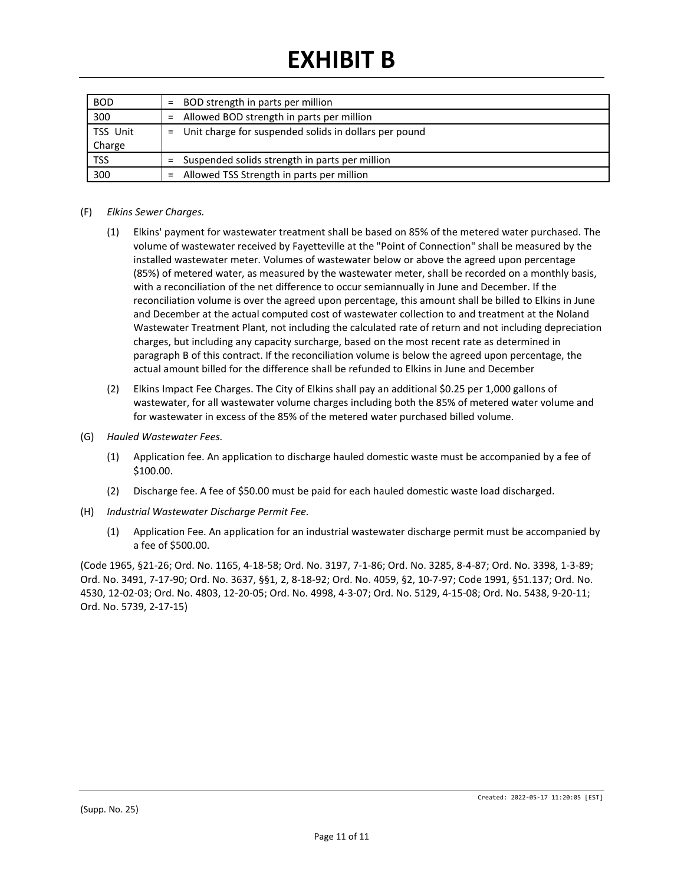# EXHIBIT B

| | |
|---|---|
| BOD | = BOD strength in parts per million |
| 300 | = Allowed BOD strength in parts per million |
| TSS Unit Charge | = Unit charge for suspended solids in dollars per pound |
| TSS | = Suspended solids strength in parts per million |
| 300 | = Allowed TSS Strength in parts per million |

(F) *Elkins Sewer Charges.*

(1) Elkins' payment for wastewater treatment shall be based on 85% of the metered water purchased. The volume of wastewater received by Fayetteville at the "Point of Connection" shall be measured by the installed wastewater meter. Volumes of wastewater below or above the agreed upon percentage (85%) of metered water, as measured by the wastewater meter, shall be recorded on a monthly basis, with a reconciliation of the net difference to occur semiannually in June and December. If the reconciliation volume is over the agreed upon percentage, this amount shall be billed to Elkins in June and December at the actual computed cost of wastewater collection to and treatment at the Noland Wastewater Treatment Plant, not including the calculated rate of return and not including depreciation charges, but including any capacity surcharge, based on the most recent rate as determined in paragraph B of this contract. If the reconciliation volume is below the agreed upon percentage, the actual amount billed for the difference shall be refunded to Elkins in June and December

(2) Elkins Impact Fee Charges. The City of Elkins shall pay an additional $0.25 per 1,000 gallons of wastewater, for all wastewater volume charges including both the 85% of metered water volume and for wastewater in excess of the 85% of the metered water purchased billed volume.

(G) *Hauled Wastewater Fees.*

(1) Application fee. An application to discharge hauled domestic waste must be accompanied by a fee of $100.00.

(2) Discharge fee. A fee of $50.00 must be paid for each hauled domestic waste load discharged.

(H) *Industrial Wastewater Discharge Permit Fee.*

(1) Application Fee. An application for an industrial wastewater discharge permit must be accompanied by a fee of $500.00.

(Code 1965, §21-26; Ord. No. 1165, 4-18-58; Ord. No. 3197, 7-1-86; Ord. No. 3285, 8-4-87; Ord. No. 3398, 1-3-89; Ord. No. 3491, 7-17-90; Ord. No. 3637, §§1, 2, 8-18-92; Ord. No. 4059, §2, 10-7-97; Code 1991, §51.137; Ord. No. 4530, 12-02-03; Ord. No. 4803, 12-20-05; Ord. No. 4998, 4-3-07; Ord. No. 5129, 4-15-08; Ord. No. 5438, 9-20-11; Ord. No. 5739, 2-17-15)